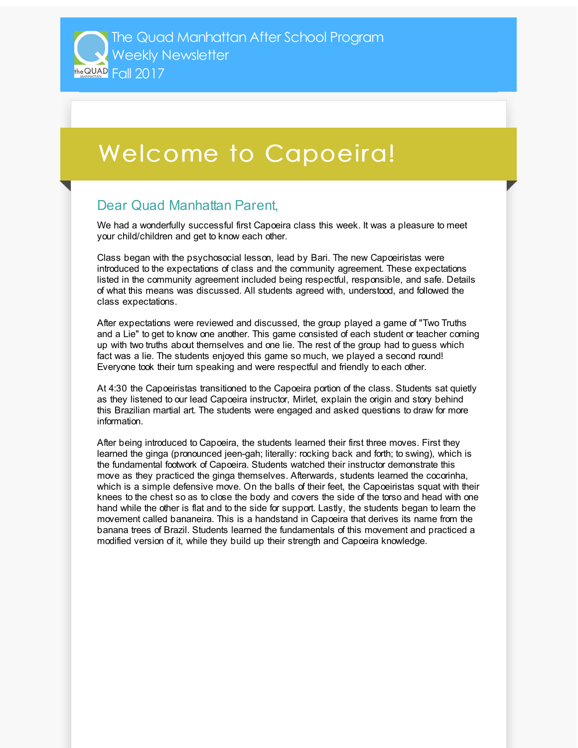# The Quad Manhattan After School Program Weekly Newsletter Fall 2017

## Welcome to Capoeira!

### Dear Quad Manhattan Parent,

We had a wonderfully successful first Capoeira class this week. It was a pleasure to meet your child/children and get to know each other.

Class began with the psychosocial lesson, lead by Bari. The new Capoeiristas were introduced to the expectations of class and the community agreement. These expectations listed in the community agreement included being respectful, responsible, and safe. Details of what this means was discussed. All students agreed with, understood, and followed the class expectations.

After expectations were reviewed and discussed, the group played a game of "Two Truths and a Lie" to get to know one another. This game consisted of each student or teacher coming up with two truths about themselves and one lie. The rest of the group had to guess which fact was a lie. The students enjoyed this game so much, we played a second round! Everyone took their turn speaking and were respectful and friendly to each other.

At 4:30 the Capoeiristas transitioned to the Capoeira portion of the class. Students sat quietly as they listened to our lead Capoeira instructor, Mirlet, explain the origin and story behind this Brazilian martial art. The students were engaged and asked questions to draw for more information.

After being introduced to Capoeira, the students learned their first three moves. First they learned the ginga (pronounced jeen-gah; literally: rocking back and forth; to swing), which is the fundamental footwork of Capoeira. Students watched their instructor demonstrate this move as they practiced the ginga themselves. Afterwards, students learned the cocorinha, which is a simple defensive move. On the balls of their feet, the Capoeiristas squat with their knees to the chest so as to close the body and covers the side of the torso and head with one hand while the other is flat and to the side for support. Lastly, the students began to learn the movement called bananeira. This is a handstand in Capoeira that derives its name from the banana trees of Brazil. Students learned the fundamentals of this movement and practiced a modified version of it, while they build up their strength and Capoeira knowledge.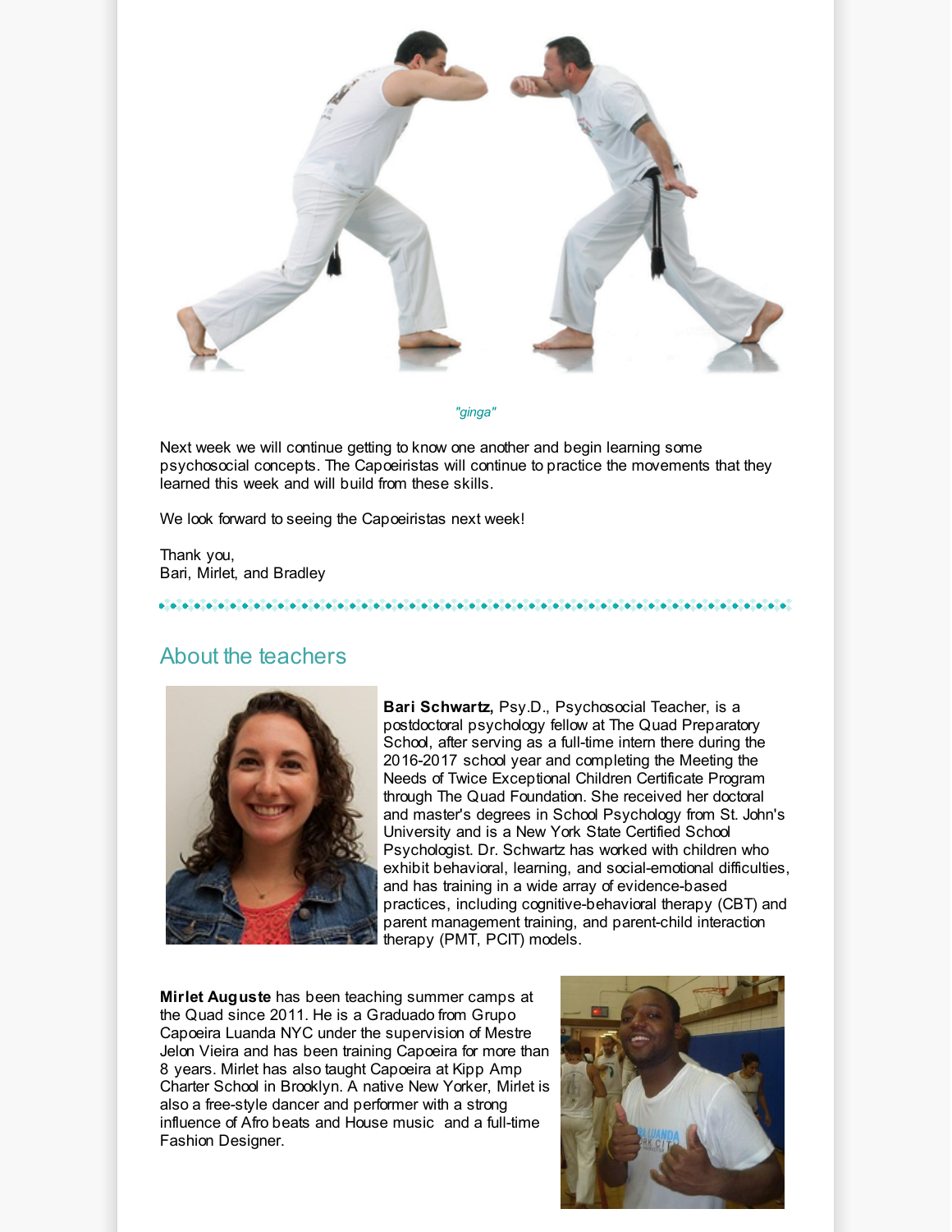*"ginga"*

Next week we will continue getting to know one another and begin learning some psychosocial concepts. The Capoeiristas will continue to practice the movements that they learned this week and will build from these skills.

We look forward to seeing the Capoeiristas next week!

Thank you,
Bari, Mirlet, and Bradley

## About the teachers

**Bari Schwartz,** Psy.D., Psychosocial Teacher, is a postdoctoral psychology fellow at The Quad Preparatory School, after serving as a full-time intern there during the 2016-2017 school year and completing the Meeting the Needs of Twice Exceptional Children Certificate Program through The Quad Foundation. She received her doctoral and master's degrees in School Psychology from St. John's University and is a New York State Certified School Psychologist. Dr. Schwartz has worked with children who exhibit behavioral, learning, and social-emotional difficulties, and has training in a wide array of evidence-based practices, including cognitive-behavioral therapy (CBT) and parent management training, and parent-child interaction therapy (PMT, PCIT) models.

**Mirlet Auguste** has been teaching summer camps at the Quad since 2011. He is a Graduado from Grupo Capoeira Luanda NYC under the supervision of Mestre Jelon Vieira and has been training Capoeira for more than 8 years. Mirlet has also taught Capoeira at Kipp Amp Charter School in Brooklyn. A native New Yorker, Mirlet is also a free-style dancer and performer with a strong influence of Afro beats and House music and a full-time Fashion Designer.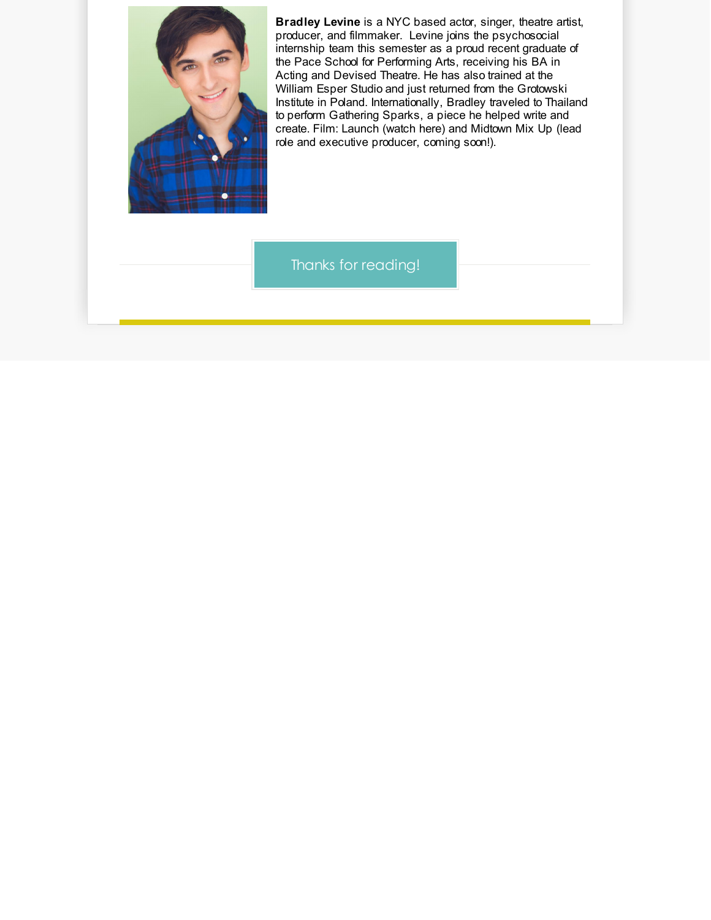**Bradley Levine** is a NYC based actor, singer, theatre artist, producer, and filmmaker. Levine joins the psychosocial internship team this semester as a proud recent graduate of the Pace School for Performing Arts, receiving his BA in Acting and Devised Theatre. He has also trained at the William Esper Studio and just returned from the Grotowski Institute in Poland. Internationally, Bradley traveled to Thailand to perform Gathering Sparks, a piece he helped write and create. Film: Launch (watch here) and Midtown Mix Up (lead role and executive producer, coming soon!).

Thanks for reading!